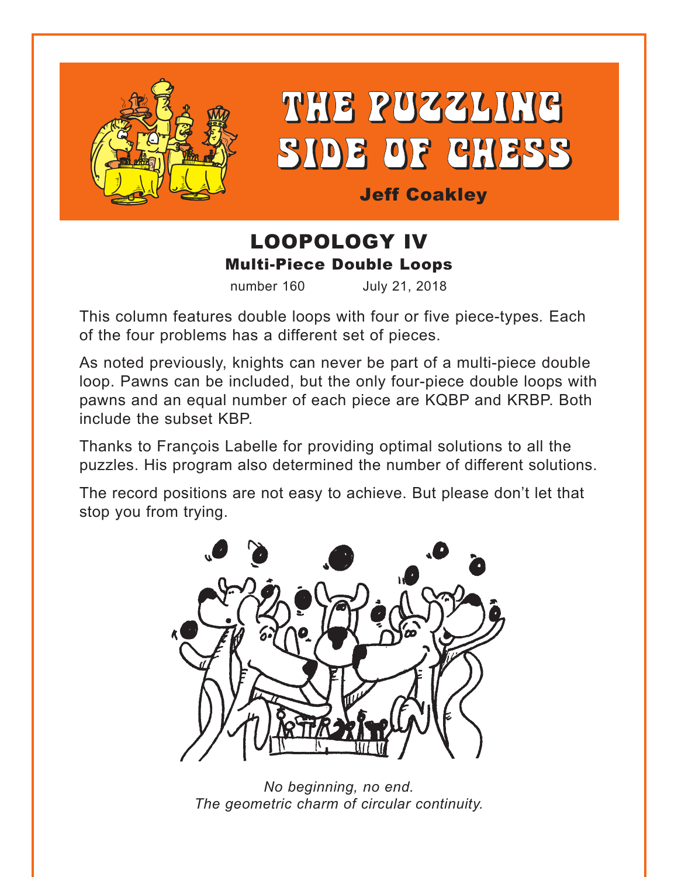# THE PUZZLING SIDE OF CHESS

**Jeff Coakley**

## LOOPOLOGY IV

### Multi-Piece Double Loops

number 160 July 21, 2018

This column features double loops with four or five piece-types. Each of the four problems has a different set of pieces.

As noted previously, knights can never be part of a multi-piece double loop. Pawns can be included, but the only four-piece double loops with pawns and an equal number of each piece are KQBP and KRBP. Both include the subset KBP.

Thanks to François Labelle for providing optimal solutions to all the puzzles. His program also determined the number of different solutions.

The record positions are not easy to achieve. But please don't let that stop you from trying.

*No beginning, no end.*
*The geometric charm of circular continuity.*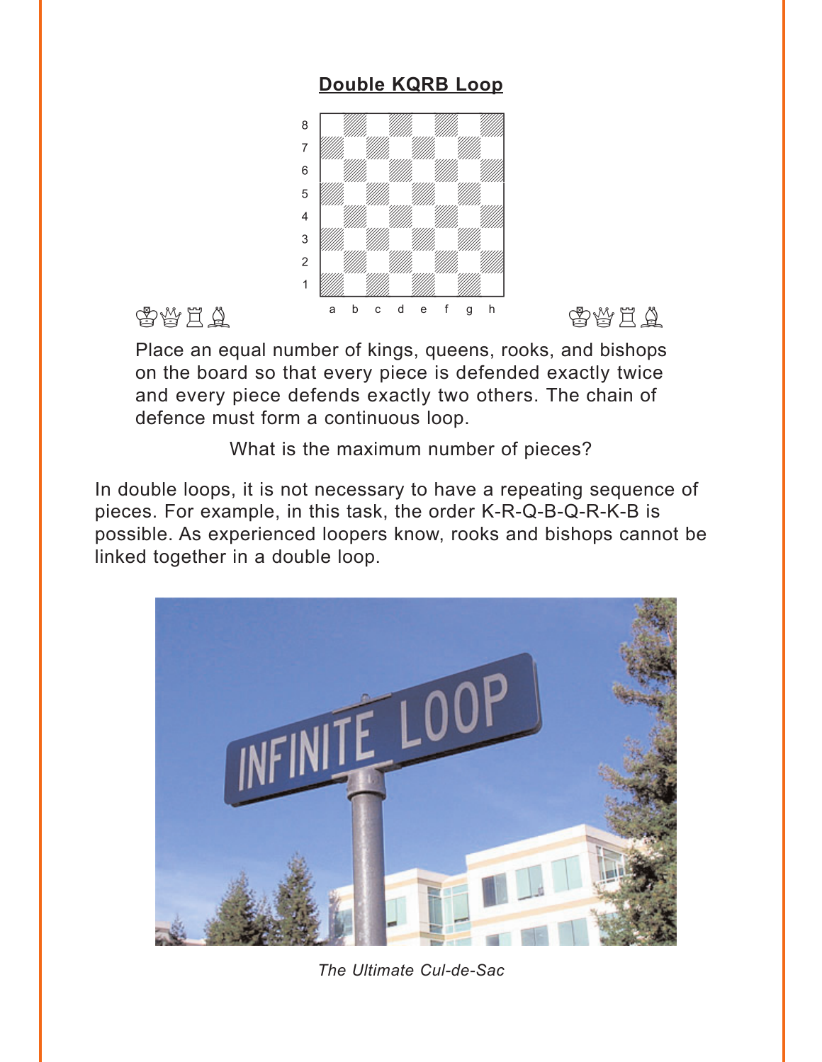## Double KQRB Loop

Place an equal number of kings, queens, rooks, and bishops on the board so that every piece is defended exactly twice and every piece defends exactly two others. The chain of defence must form a continuous loop.

What is the maximum number of pieces?

In double loops, it is not necessary to have a repeating sequence of pieces. For example, in this task, the order K-R-Q-B-Q-R-K-B is possible. As experienced loopers know, rooks and bishops cannot be linked together in a double loop.

*The Ultimate Cul-de-Sac*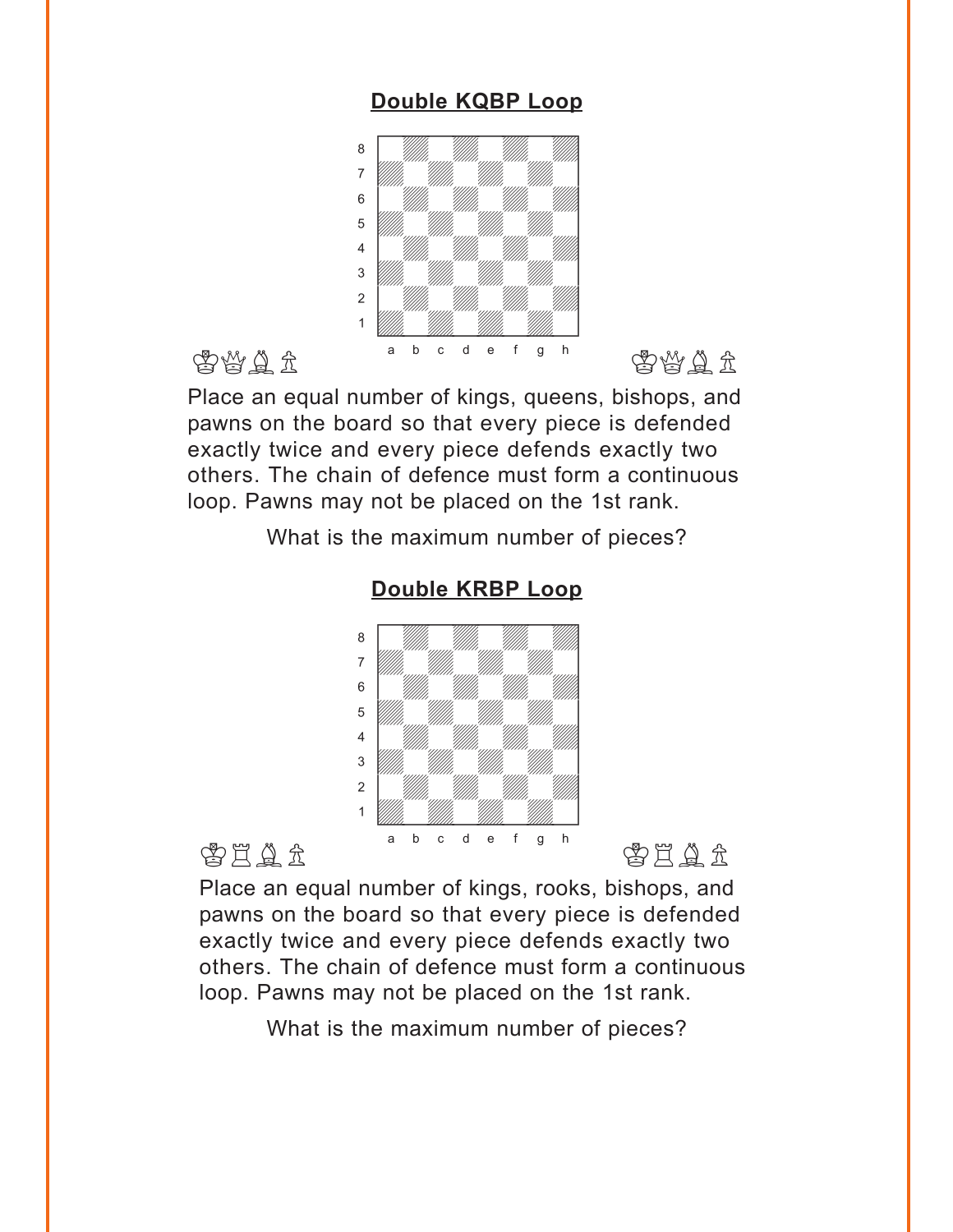## Double KQBP Loop

♔♕♗♙ ♔♕♗♙

Place an equal number of kings, queens, bishops, and pawns on the board so that every piece is defended exactly twice and every piece defends exactly two others. The chain of defence must form a continuous loop. Pawns may not be placed on the 1st rank.

What is the maximum number of pieces?

## Double KRBP Loop

♔♖♗♙ ♔♖♗♙

Place an equal number of kings, rooks, bishops, and pawns on the board so that every piece is defended exactly twice and every piece defends exactly two others. The chain of defence must form a continuous loop. Pawns may not be placed on the 1st rank.

What is the maximum number of pieces?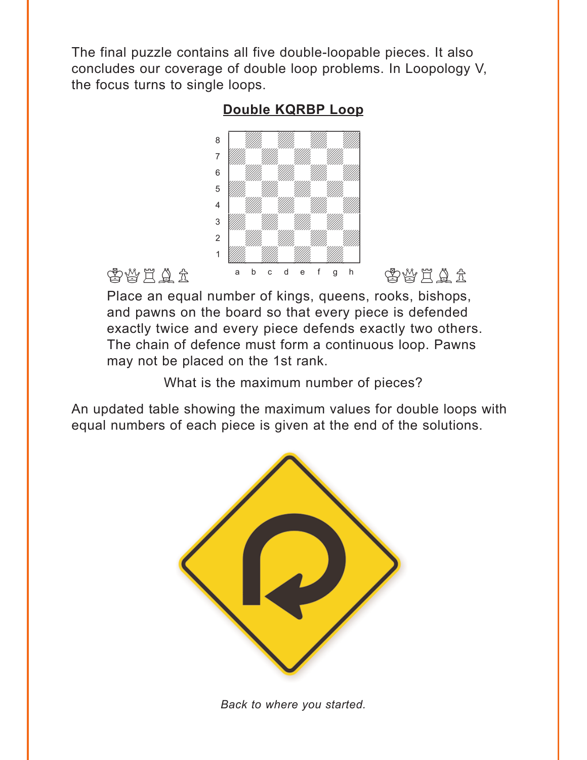The final puzzle contains all five double-loopable pieces. It also concludes our coverage of double loop problems. In Loopology V, the focus turns to single loops.

## Double KQRBP Loop

♔♕♖♗♙ ♔♕♖♗♙

Place an equal number of kings, queens, rooks, bishops, and pawns on the board so that every piece is defended exactly twice and every piece defends exactly two others. The chain of defence must form a continuous loop. Pawns may not be placed on the 1st rank.

What is the maximum number of pieces?

An updated table showing the maximum values for double loops with equal numbers of each piece is given at the end of the solutions.

*Back to where you started.*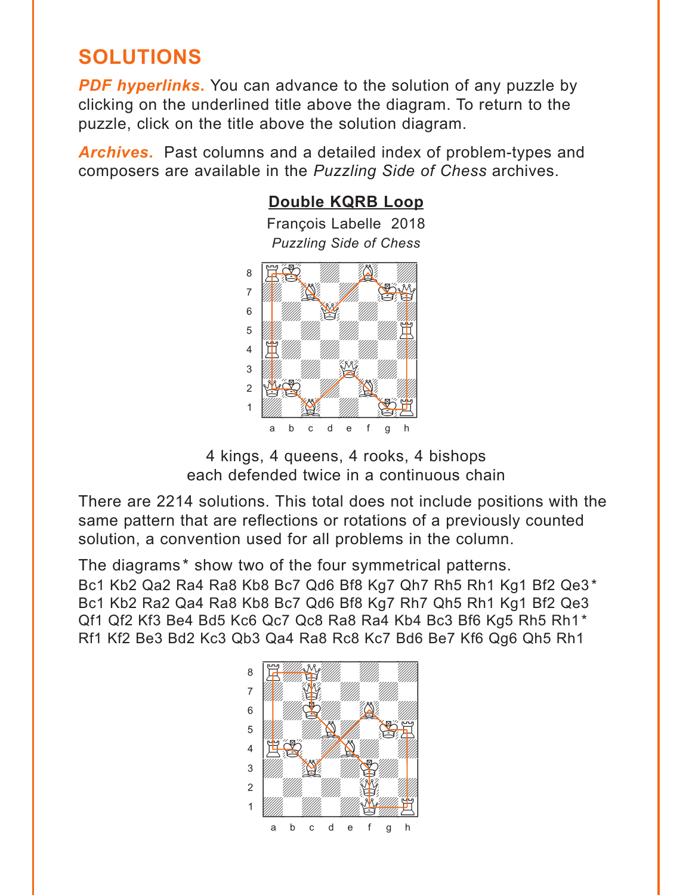# SOLUTIONS

***PDF hyperlinks.*** You can advance to the solution of any puzzle by clicking on the underlined title above the diagram. To return to the puzzle, click on the title above the solution diagram.

***Archives.*** Past columns and a detailed index of problem-types and composers are available in the *Puzzling Side of Chess* archives.

## Double KQRB Loop

François Labelle 2018
*Puzzling Side of Chess*

4 kings, 4 queens, 4 rooks, 4 bishops
each defended twice in a continuous chain

There are 2214 solutions. This total does not include positions with the same pattern that are reflections or rotations of a previously counted solution, a convention used for all problems in the column.

The diagrams* show two of the four symmetrical patterns.
Bc1 Kb2 Qa2 Ra4 Ra8 Kb8 Bc7 Qd6 Bf8 Kg7 Qh7 Rh5 Rh1 Kg1 Bf2 Qe3*
Bc1 Kb2 Ra2 Qa4 Ra8 Kb8 Bc7 Qd6 Bf8 Kg7 Rh7 Qh5 Rh1 Kg1 Bf2 Qe3
Qf1 Qf2 Kf3 Be4 Bd5 Kc6 Qc7 Qc8 Ra8 Ra4 Kb4 Bc3 Bf6 Kg5 Rh5 Rh1*
Rf1 Kf2 Be3 Bd2 Kc3 Qb3 Qa4 Ra8 Rc8 Kc7 Bd6 Be7 Kf6 Qg6 Qh5 Rh1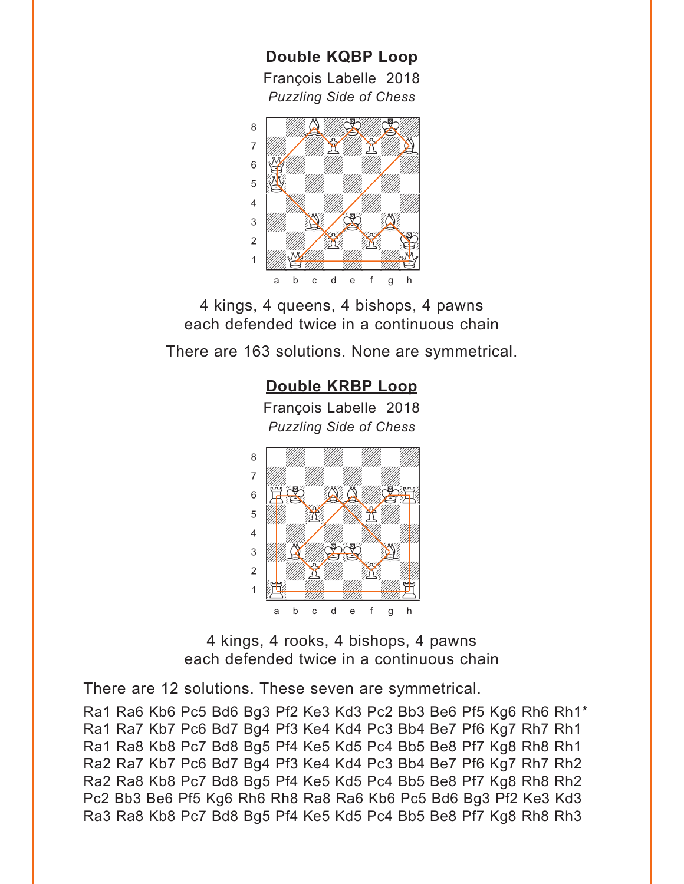## Double KQBP Loop

François Labelle 2018

*Puzzling Side of Chess*

4 kings, 4 queens, 4 bishops, 4 pawns
each defended twice in a continuous chain

There are 163 solutions. None are symmetrical.

## Double KRBP Loop

François Labelle 2018

*Puzzling Side of Chess*

4 kings, 4 rooks, 4 bishops, 4 pawns
each defended twice in a continuous chain

There are 12 solutions. These seven are symmetrical.

Ra1 Ra6 Kb6 Pc5 Bd6 Bg3 Pf2 Ke3 Kd3 Pc2 Bb3 Be6 Pf5 Kg6 Rh6 Rh1*
Ra1 Ra7 Kb7 Pc6 Bd7 Bg4 Pf3 Ke4 Kd4 Pc3 Bb4 Be7 Pf6 Kg7 Rh7 Rh1
Ra1 Ra8 Kb8 Pc7 Bd8 Bg5 Pf4 Ke5 Kd5 Pc4 Bb5 Be8 Pf7 Kg8 Rh8 Rh1
Ra2 Ra7 Kb7 Pc6 Bd7 Bg4 Pf3 Ke4 Kd4 Pc3 Bb4 Be7 Pf6 Kg7 Rh7 Rh2
Ra2 Ra8 Kb8 Pc7 Bd8 Bg5 Pf4 Ke5 Kd5 Pc4 Bb5 Be8 Pf7 Kg8 Rh8 Rh2
Pc2 Bb3 Be6 Pf5 Kg6 Rh6 Rh8 Ra8 Ra6 Kb6 Pc5 Bd6 Bg3 Pf2 Ke3 Kd3
Ra3 Ra8 Kb8 Pc7 Bd8 Bg5 Pf4 Ke5 Kd5 Pc4 Bb5 Be8 Pf7 Kg8 Rh8 Rh3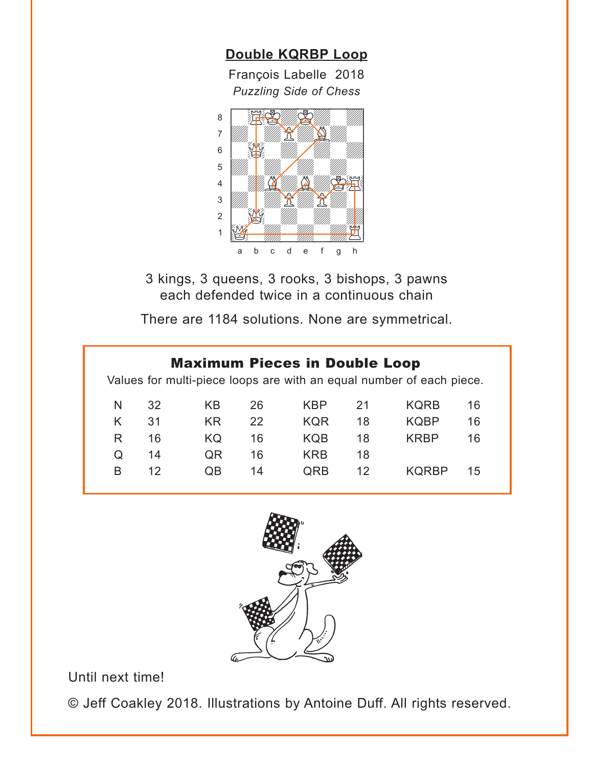## Double KQRBP Loop

François Labelle 2018
*Puzzling Side of Chess*

3 kings, 3 queens, 3 rooks, 3 bishops, 3 pawns
each defended twice in a continuous chain

There are 1184 solutions. None are symmetrical.

### Maximum Pieces in Double Loop

Values for multi-piece loops are with an equal number of each piece.

| | | | | | | | |
|---|---|---|---|---|---|---|---|
| N | 32 | KB | 26 | KBP | 21 | KQRB | 16 |
| K | 31 | KR | 22 | KQR | 18 | KQBP | 16 |
| R | 16 | KQ | 16 | KQB | 18 | KRBP | 16 |
| Q | 14 | QR | 16 | KRB | 18 | | |
| B | 12 | QB | 14 | QRB | 12 | KQRBP | 15 |

Until next time!

© Jeff Coakley 2018. Illustrations by Antoine Duff. All rights reserved.